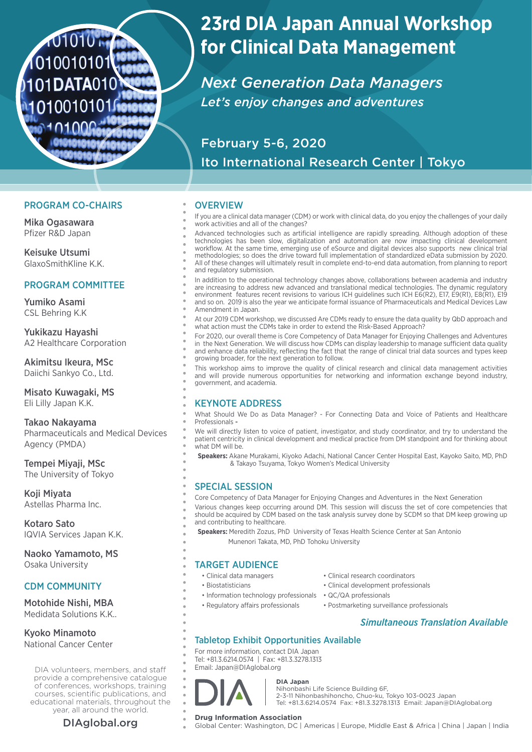# 23rd DIA Japan Annual Workshop for Clinical Data Management

*Next Generation Data Managers*

*Let's enjoy changes and adventures*

February 5-6, 2020

Ito International Research Center | Tokyo

## PROGRAM CO-CHAIRS

**Mika Ogasawara**
Pfizer R&D Japan

**Keisuke Utsumi**
GlaxoSmithKline K.K.

## PROGRAM COMMITTEE

**Yumiko Asami**
CSL Behring K.K

**Yukikazu Hayashi**
A2 Healthcare Corporation

**Akimitsu Ikeura, MSc**
Daiichi Sankyo Co., Ltd.

**Misato Kuwagaki, MS**
Eli Lilly Japan K.K.

**Takao Nakayama**
Pharmaceuticals and Medical Devices Agency (PMDA)

**Tempei Miyaji, MSc**
The University of Tokyo

**Koji Miyata**
Astellas Pharma Inc.

**Kotaro Sato**
IQVIA Services Japan K.K.

**Naoko Yamamoto, MS**
Osaka University

## CDM COMMUNITY

**Motohide Nishi, MBA**
Medidata Solutions K.K..

**Kyoko Minamoto**
National Cancer Center

DIA volunteers, members, and staff provide a comprehensive catalogue of conferences, workshops, training courses, scientific publications, and educational materials, throughout the year, all around the world.

DIAglobal.org

## OVERVIEW

If you are a clinical data manager (CDM) or work with clinical data, do you enjoy the challenges of your daily work activities and all of the changes?

Advanced technologies such as artificial intelligence are rapidly spreading. Although adoption of these technologies has been slow, digitalization and automation are now impacting clinical development workflow. At the same time, emerging use of eSource and digital devices also supports new clinical trial methodologies; so does the drive toward full implementation of standardized eData submission by 2020. All of these changes will ultimately result in complete end-to-end data automation, from planning to report and regulatory submission.

In addition to the operational technology changes above, collaborations between academia and industry are increasing to address new advanced and translational medical technologies. The dynamic regulatory environment features recent revisions to various ICH guidelines such ICH E6(R2), E17, E9(R1), E8(R1), E19 and so on. 2019 is also the year we anticipate formal issuance of Pharmaceuticals and Medical Devices Law Amendment in Japan.

At our 2019 CDM workshop, we discussed Are CDMs ready to ensure the data quality by QbD approach and what action must the CDMs take in order to extend the Risk-Based Approach?

For 2020, our overall theme is Core Competency of Data Manager for Enjoying Challenges and Adventures in the Next Generation. We will discuss how CDMs can display leadership to manage sufficient data quality and enhance data reliability, reflecting the fact that the range of clinical trial data sources and types keep growing broader, for the next generation to follow.

This workshop aims to improve the quality of clinical research and clinical data management activities and will provide numerous opportunities for networking and information exchange beyond industry, government, and academia.

## KEYNOTE ADDRESS

What Should We Do as Data Manager? - For Connecting Data and Voice of Patients and Healthcare Professionals -

We will directly listen to voice of patient, investigator, and study coordinator, and try to understand the patient centricity in clinical development and medical practice from DM standpoint and for thinking about what DM will be.

**Speakers:** Akane Murakami, Kiyoko Adachi, National Cancer Center Hospital East, Kayoko Saito, MD, PhD & Takayo Tsuyama, Tokyo Women's Medical University

## SPECIAL SESSION

Core Competency of Data Manager for Enjoying Changes and Adventures in the Next Generation

Various changes keep occurring around DM. This session will discuss the set of core competencies that should be acquired by CDM based on the task analysis survey done by SCDM so that DM keep growing up and contributing to healthcare.

**Speakers:** Meredith Zozus, PhD University of Texas Health Science Center at San Antonio
Munenori Takata, MD, PhD Tohoku University

## TARGET AUDIENCE

- Clinical data managers
- Biostatisticians
- Information technology professionals
- Regulatory affairs professionals
- Clinical research coordinators
- Clinical development professionals
- QC/QA professionals
- Postmarketing surveillance professionals

***Simultaneous Translation Available***

## Tabletop Exhibit Opportunities Available

For more information, contact DIA Japan
Tel: +81.3.6214.0574 | Fax: +81.3.3278.1313
Email: Japan@DIAglobal.org

**DIA Japan**
Nihonbashi Life Science Building 6F,
2-3-11 Nihonbashihoncho, Chuo-ku, Tokyo 103-0023 Japan
Tel: +81.3.6214.0574 Fax: +81.3.3278.1313 Email: Japan@DIAglobal.org

**Drug Information Association**
Global Center: Washington, DC | Americas | Europe, Middle East & Africa | China | Japan | India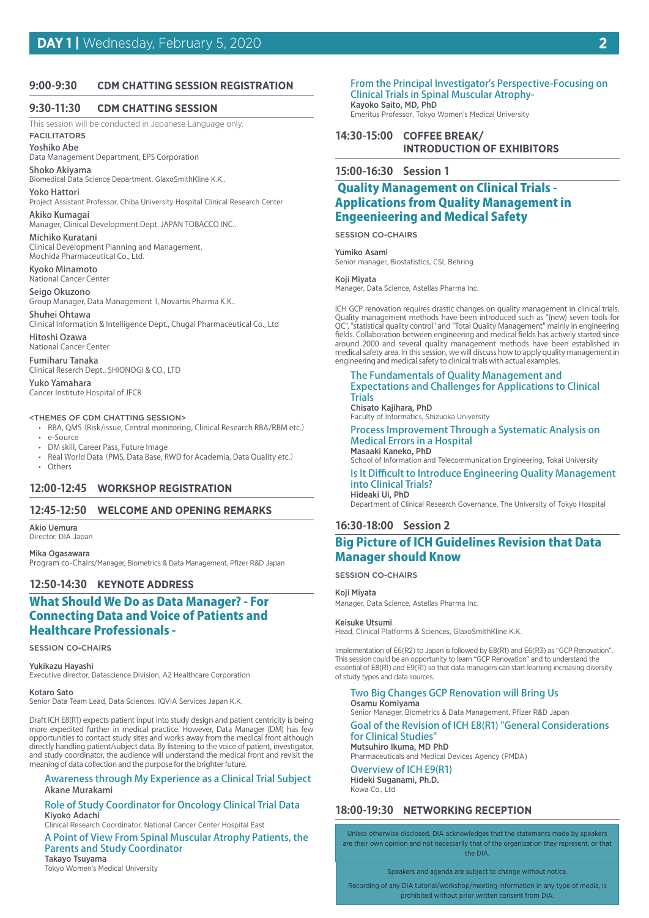## DAY 1 | Wednesday, February 5, 2020

### 9:00-9:30 CDM CHATTING SESSION REGISTRATION

### 9:30-11:30 CDM CHATTING SESSION

This session will be conducted in Japanese Language only.

FACILITATORS

**Yoshiko Abe**
Data Management Department, EPS Corporation

**Shoko Akiyama**
Biomedical Data Science Department, GlaxoSmithKline K.K..

**Yoko Hattori**
Project Assistant Professor, Chiba University Hospital Clinical Research Center

**Akiko Kumagai**
Manager, Clinical Development Dept. JAPAN TOBACCO INC..

**Michiko Kuratani**
Clinical Development Planning and Management, Mochida Pharmaceutical Co., Ltd.

**Kyoko Minamoto**
National Cancer Center

**Seigo Okuzono**
Group Manager, Data Management 1, Novartis Pharma K.K..

**Shuhei Ohtawa**
Clinical Information & Intelligence Dept., Chugai Pharmaceutical Co., Ltd

**Hitoshi Ozawa**
National Cancer Center

**Fumiharu Tanaka**
Clinical Reserch Dept., SHIONOGI & CO., LTD

**Yuko Yamahara**
Cancer Institute Hospital of JFCR

<THEMES OF CDM CHATTING SESSION>

- RBA, QMS（Risk/issue, Central monitoring, Clinical Research RBA/RBM etc.）
- e-Source
- DM skill, Career Pass, Future Image
- Real World Data（PMS, Data Base, RWD for Academia, Data Quality etc.）
- Others

### 12:00-12:45 WORKSHOP REGISTRATION

### 12:45-12:50 WELCOME AND OPENING REMARKS

**Akio Uemura**
Director, DIA Japan

**Mika Ogasawara**
Program co-Chairs/Manager, Biometrics & Data Management, Pfizer R&D Japan

### 12:50-14:30 KEYNOTE ADDRESS

## What Should We Do as Data Manager? - For Connecting Data and Voice of Patients and Healthcare Professionals -

SESSION CO-CHAIRS

**Yukikazu Hayashi**
Executive director, Datascience Division, A2 Healthcare Corporation

**Kotaro Sato**
Senior Data Team Lead, Data Sciences, IQVIA Services Japan K.K.

Draft ICH E8(R1) expects patient input into study design and patient centricity is being more expedited further in medical practice. However, Data Manager (DM) has few opportunities to contact study sites and works away from the medical front although directly handling patient/subject data. By listening to the voice of patient, investigator, and study coordinator, the audience will understand the medical front and revisit the meaning of data collection and the purpose for the brighter future.

**Awareness through My Experience as a Clinical Trial Subject**
Akane Murakami

**Role of Study Coordinator for Oncology Clinical Trial Data**
Kiyoko Adachi
Clinical Research Coordinator, National Cancer Center Hospital East

**A Point of View From Spinal Muscular Atrophy Patients, the Parents and Study Coordinator**
Takayo Tsuyama
Tokyo Women's Medical University

**From the Principal Investigator's Perspective-Focusing on Clinical Trials in Spinal Muscular Atrophy-**
Kayoko Saito, MD, PhD
Emeritus Professor, Tokyo Women's Medical University

### 14:30-15:00 COFFEE BREAK/ INTRODUCTION OF EXHIBITORS

### 15:00-16:30 Session 1

## Quality Management on Clinical Trials - Applications from Quality Management in Engeenieering and Medical Safety

SESSION CO-CHAIRS

**Yumiko Asami**
Senior manager, Biostatistics, CSL Behring

**Koji Miyata**
Manager, Data Science, Astellas Pharma Inc.

ICH GCP renovation requires drastic changes on quality management in clinical trials. Quality management methods have been introduced such as "(new) seven tools for QC", "statistical quality control" and "Total Quality Management" mainly in engineering fields. Collaboration between engineering and medical fields has actively started since around 2000 and several quality management methods have been established in medical safety area. In this session, we will discuss how to apply quality management in engineering and medical safety to clinical trials with actual examples.

**The Fundamentals of Quality Management and Expectations and Challenges for Applications to Clinical Trials**
Chisato Kajihara, PhD
Faculty of Informatics, Shizuoka University

**Process Improvement Through a Systematic Analysis on Medical Errors in a Hospital**
Masaaki Kaneko, PhD
School of Information and Telecommunication Engineering, Tokai University

**Is It Difficult to Introduce Engineering Quality Management into Clinical Trials?**
Hideaki Ui, PhD
Department of Clinical Research Governance, The University of Tokyo Hospital

### 16:30-18:00 Session 2

## Big Picture of ICH Guidelines Revision that Data Manager should Know

SESSION CO-CHAIRS

**Koji Miyata**
Manager, Data Science, Astellas Pharma Inc.

**Keisuke Utsumi**
Head, Clinical Platforms & Sciences, GlaxoSmithKline K.K.

Implementation of E6(R2) to Japan is followed by E8(R1) and E6(R3) as "GCP Renovation". This session could be an opportunity to learn "GCP Renovation" and to understand the essential of E8(R1) and E9(R1) so that data managers can start learning increasing diversity of study types and data sources.

**Two Big Changes GCP Renovation will Bring Us**
Osamu Komiyama
Senior Manager, Biometrics & Data Management, Pfizer R&D Japan

**Goal of the Revision of ICH E8(R1) "General Considerations for Clinical Studies"**
Mutsuhiro Ikuma, MD PhD
Pharmaceuticals and Medical Devices Agency (PMDA)

**Overview of ICH E9(R1)**
Hideki Suganami, Ph.D.
Kowa Co., Ltd

### 18:00-19:30 NETWORKING RECEPTION

Unless otherwise disclosed, DIA acknowledges that the statements made by speakers are their own opinion and not necessarily that of the organization they represent, or that the DIA.

Speakers and agenda are subject to change without notice.

Recording of any DIA tutorial/workshop/meeting information in any type of media, is prohibited without prior written consent from DIA.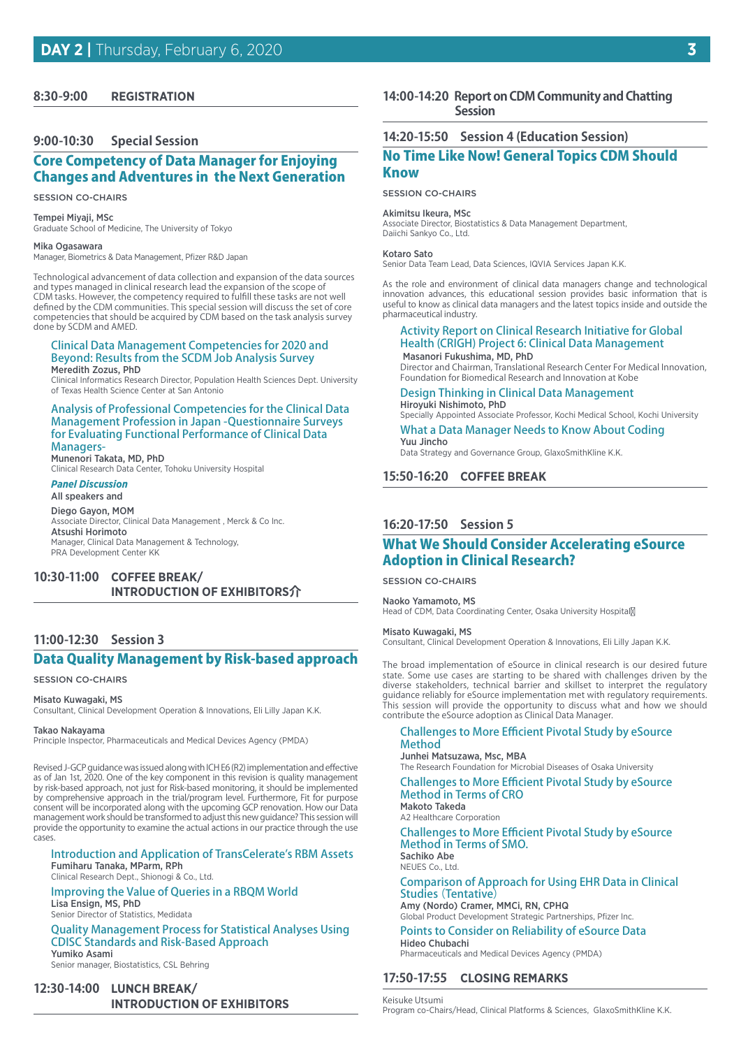## DAY 2 | Thursday, February 6, 2020

### 8:30-9:00 REGISTRATION

### 9:00-10:30 Special Session

## Core Competency of Data Manager for Enjoying Changes and Adventures in the Next Generation

SESSION CO-CHAIRS

Tempei Miyaji, MSc
Graduate School of Medicine, The University of Tokyo

Mika Ogasawara
Manager, Biometrics & Data Management, Pfizer R&D Japan

Technological advancement of data collection and expansion of the data sources and types managed in clinical research lead the expansion of the scope of CDM tasks. However, the competency required to fulfill these tasks are not well defined by the CDM communities. This special session will discuss the set of core competencies that should be acquired by CDM based on the task analysis survey done by SCDM and AMED.

**Clinical Data Management Competencies for 2020 and Beyond: Results from the SCDM Job Analysis Survey**
Meredith Zozus, PhD
Clinical Informatics Research Director, Population Health Sciences Dept. University of Texas Health Science Center at San Antonio

**Analysis of Professional Competencies for the Clinical Data Management Profession in Japan -Questionnaire Surveys for Evaluating Functional Performance of Clinical Data Managers-**
Munenori Takata, MD, PhD
Clinical Research Data Center, Tohoku University Hospital

***Panel Discussion***
All speakers and

Diego Gayon, MOM
Associate Director, Clinical Data Management , Merck & Co Inc.

Atsushi Horimoto
Manager, Clinical Data Management & Technology, PRA Development Center KK

### 10:30-11:00 COFFEE BREAK/ INTRODUCTION OF EXHIBITORS介

### 11:00-12:30 Session 3

## Data Quality Management by Risk-based approach

SESSION CO-CHAIRS

Misato Kuwagaki, MS
Consultant, Clinical Development Operation & Innovations, Eli Lilly Japan K.K.

Takao Nakayama
Principle Inspector, Pharmaceuticals and Medical Devices Agency (PMDA)

Revised J-GCP guidance was issued along with ICH E6 (R2) implementation and effective as of Jan 1st, 2020. One of the key component in this revision is quality management by risk-based approach, not just for Risk-based monitoring, it should be implemented by comprehensive approach in the trial/program level. Furthermore, Fit for purpose consent will be incorporated along with the upcoming GCP renovation. How our Data management work should be transformed to adjust this new guidance? This session will provide the opportunity to examine the actual actions in our practice through the use cases.

**Introduction and Application of TransCelerate's RBM Assets**
Fumiharu Tanaka, MParm, RPh
Clinical Research Dept., Shionogi & Co., Ltd.

**Improving the Value of Queries in a RBQM World**
Lisa Ensign, MS, PhD
Senior Director of Statistics, Medidata

**Quality Management Process for Statistical Analyses Using CDISC Standards and Risk-Based Approach**
Yumiko Asami
Senior manager, Biostatistics, CSL Behring

### 12:30-14:00 LUNCH BREAK/ INTRODUCTION OF EXHIBITORS

### 14:00-14:20 Report on CDM Community and Chatting Session

### 14:20-15:50 Session 4 (Education Session)

## No Time Like Now! General Topics CDM Should Know

SESSION CO-CHAIRS

Akimitsu Ikeura, MSc
Associate Director, Biostatistics & Data Management Department, Daiichi Sankyo Co., Ltd.

Kotaro Sato
Senior Data Team Lead, Data Sciences, IQVIA Services Japan K.K.

As the role and environment of clinical data managers change and technological innovation advances, this educational session provides basic information that is useful to know as clinical data managers and the latest topics inside and outside the pharmaceutical industry.

**Activity Report on Clinical Research Initiative for Global Health (CRIGH) Project 6: Clinical Data Management**
Masanori Fukushima, MD, PhD
Director and Chairman, Translational Research Center For Medical Innovation, Foundation for Biomedical Research and Innovation at Kobe

**Design Thinking in Clinical Data Management**
Hiroyuki Nishimoto, PhD
Specially Appointed Associate Professor, Kochi Medical School, Kochi University

**What a Data Manager Needs to Know About Coding**
Yuu Jincho
Data Strategy and Governance Group, GlaxoSmithKline K.K.

### 15:50-16:20 COFFEE BREAK

### 16:20-17:50 Session 5

## What We Should Consider Accelerating eSource Adoption in Clinical Research?

SESSION CO-CHAIRS

Naoko Yamamoto, MS
Head of CDM, Data Coordinating Center, Osaka University Hospital

Misato Kuwagaki, MS
Consultant, Clinical Development Operation & Innovations, Eli Lilly Japan K.K.

The broad implementation of eSource in clinical research is our desired future state. Some use cases are starting to be shared with challenges driven by the diverse stakeholders, technical barrier and skillset to interpret the regulatory guidance reliably for eSource implementation met with regulatory requirements. This session will provide the opportunity to discuss what and how we should contribute the eSource adoption as Clinical Data Manager.

**Challenges to More Efficient Pivotal Study by eSource Method**
Junhei Matsuzawa, Msc, MBA
The Research Foundation for Microbial Diseases of Osaka University

**Challenges to More Efficient Pivotal Study by eSource Method in Terms of CRO**
Makoto Takeda
A2 Healthcare Corporation

**Challenges to More Efficient Pivotal Study by eSource Method in Terms of SMO.**
Sachiko Abe
NEUES Co., Ltd.

**Comparison of Approach for Using EHR Data in Clinical Studies（Tentative）**
Amy (Nordo) Cramer, MMCi, RN, CPHQ
Global Product Development Strategic Partnerships, Pfizer Inc.

**Points to Consider on Reliability of eSource Data**
Hideo Chubachi
Pharmaceuticals and Medical Devices Agency (PMDA)

### 17:50-17:55 CLOSING REMARKS

Keisuke Utsumi
Program co-Chairs/Head, Clinical Platforms & Sciences, GlaxoSmithKline K.K.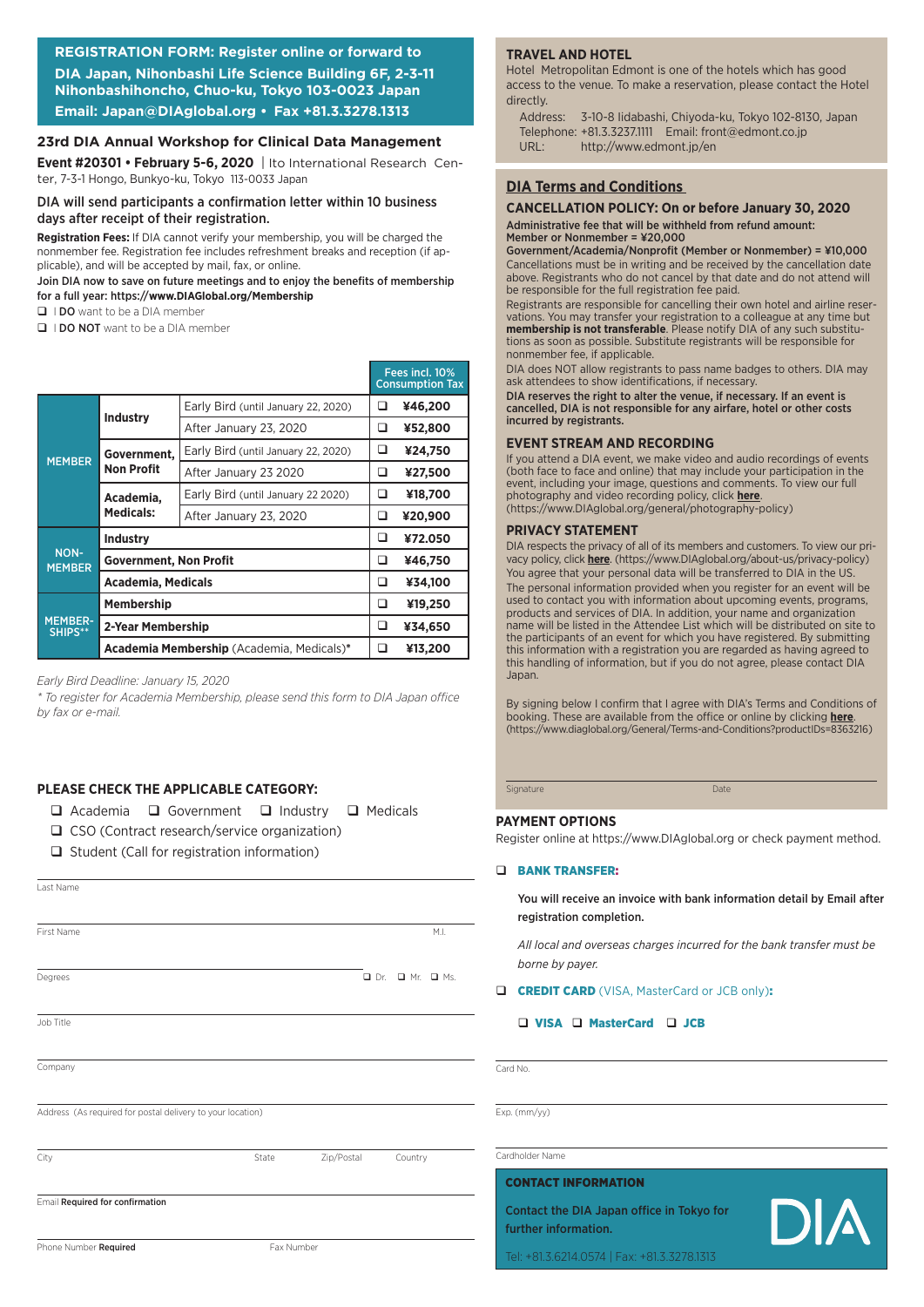**REGISTRATION FORM: Register online or forward to DIA Japan, Nihonbashi Life Science Building 6F, 2-3-11 Nihonbashihoncho, Chuo-ku, Tokyo 103-0023 Japan**
**Email: Japan@DIAglobal.org • Fax +81.3.3278.1313**

## 23rd DIA Annual Workshop for Clinical Data Management

**Event #20301 • February 5-6, 2020** | Ito International Research Center, 7-3-1 Hongo, Bunkyo-ku, Tokyo 113-0033 Japan

DIA will send participants a confirmation letter within 10 business days after receipt of their registration.

**Registration Fees:** If DIA cannot verify your membership, you will be charged the nonmember fee. Registration fee includes refreshment breaks and reception (if applicable), and will be accepted by mail, fax, or online.

**Join DIA now to save on future meetings and to enjoy the benefits of membership for a full year: https://www.DIAGlobal.org/Membership**

❑ I **DO** want to be a DIA member

❑ I **DO NOT** want to be a DIA member

| | | | Fees incl. 10% Consumption Tax |
|---|---|---|---|
| MEMBER | Industry | Early Bird (until January 22, 2020) | ❑ ¥46,200 |
| | | After January 23, 2020 | ❑ ¥52,800 |
| | Government, Non Profit | Early Bird (until January 22, 2020) | ❑ ¥24,750 |
| | | After January 23 2020 | ❑ ¥27,500 |
| | Academia, Medicals: | Early Bird (until January 22 2020) | ❑ ¥18,700 |
| | | After January 23, 2020 | ❑ ¥20,900 |
| NON-MEMBER | Industry | | ❑ ¥72.050 |
| | Government, Non Profit | | ❑ ¥46,750 |
| | Academia, Medicals | | ❑ ¥34,100 |
| MEMBER-SHIPS** | Membership | | ❑ ¥19,250 |
| | 2-Year Membership | | ❑ ¥34,650 |
| | Academia Membership (Academia, Medicals)* | | ❑ ¥13,200 |

*Early Bird Deadline: January 15, 2020*

*\* To register for Academia Membership, please send this form to DIA Japan office by fax or e-mail.*

### PLEASE CHECK THE APPLICABLE CATEGORY:

❑ Academia ❑ Government ❑ Industry ❑ Medicals

❑ CSO (Contract research/service organization)

❑ Student (Call for registration information)

Last Name

First Name M.I.

Degrees ❑ Dr. ❑ Mr. ❑ Ms.

Job Title

Company

Address (As required for postal delivery to your location)

City State Zip/Postal Country

Email **Required for confirmation**

Phone Number **Required** Fax Number

### TRAVEL AND HOTEL

Hotel Metropolitan Edmont is one of the hotels which has good access to the venue. To make a reservation, please contact the Hotel directly.

Address: 3-10-8 Iidabashi, Chiyoda-ku, Tokyo 102-8130, Japan
Telephone: +81.3.3237.1111 Email: front@edmont.co.jp
URL: http://www.edmont.jp/en

## DIA Terms and Conditions

### CANCELLATION POLICY: On or before January 30, 2020

**Administrative fee that will be withheld from refund amount:**
**Member or Nonmember = ¥20,000**
**Government/Academia/Nonprofit (Member or Nonmember) = ¥10,000**

Cancellations must be in writing and be received by the cancellation date above. Registrants who do not cancel by that date and do not attend will be responsible for the full registration fee paid.

Registrants are responsible for cancelling their own hotel and airline reservations. You may transfer your registration to a colleague at any time but **membership is not transferable**. Please notify DIA of any such substitutions as soon as possible. Substitute registrants will be responsible for nonmember fee, if applicable.

DIA does NOT allow registrants to pass name badges to others. DIA may ask attendees to show identifications, if necessary.

**DIA reserves the right to alter the venue, if necessary. If an event is cancelled, DIA is not responsible for any airfare, hotel or other costs incurred by registrants.**

### EVENT STREAM AND RECORDING

If you attend a DIA event, we make video and audio recordings of events (both face to face and online) that may include your participation in the event, including your image, questions and comments. To view our full photography and video recording policy, click **here**. (https://www.DIAglobal.org/general/photography-policy)

### PRIVACY STATEMENT

DIA respects the privacy of all of its members and customers. To view our privacy policy, click **here**. (https://www.DIAglobal.org/about-us/privacy-policy) You agree that your personal data will be transferred to DIA in the US. The personal information provided when you register for an event will be used to contact you with information about upcoming events, programs, products and services of DIA. In addition, your name and organization name will be listed in the Attendee List which will be distributed on site to the participants of an event for which you have registered. By submitting this information with a registration you are regarded as having agreed to this handling of information, but if you do not agree, please contact DIA Japan.

By signing below I confirm that I agree with DIA's Terms and Conditions of booking. These are available from the office or online by clicking **here**. (https://www.diaglobal.org/General/Terms-and-Conditions?productIDs=8363216)

Signature Date

### PAYMENT OPTIONS

Register online at https://www.DIAglobal.org or check payment method.

❑ **BANK TRANSFER:**

**You will receive an invoice with bank information detail by Email after registration completion.**

*All local and overseas charges incurred for the bank transfer must be borne by payer.*

❑ **CREDIT CARD** (VISA, MasterCard or JCB only)**:**

❑ **VISA** ❑ **MasterCard** ❑ **JCB**

Card No.

Exp. (mm/yy)

Cardholder Name

### CONTACT INFORMATION

**Contact the DIA Japan office in Tokyo for further information.**

Tel: +81.3.6214.0574 | Fax: +81.3.3278.1313

DIA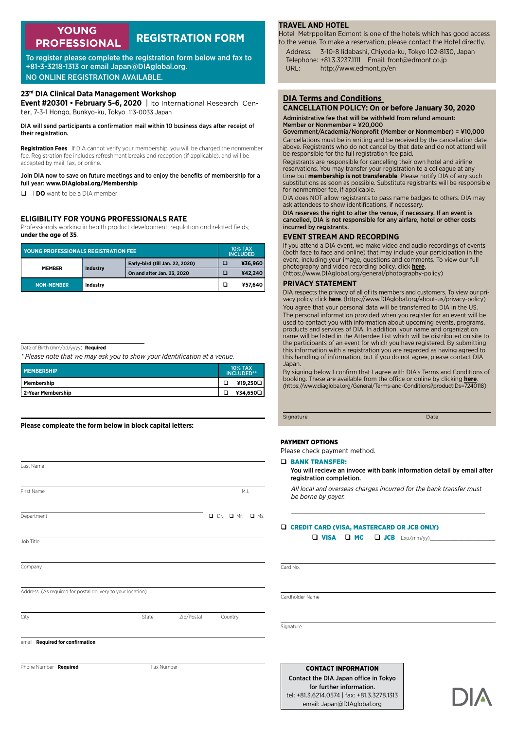# YOUNG PROFESSIONAL REGISTRATION FORM

To register please complete the registration form below and fax to +81-3-3218-1313 or email Japan@DIAglobal.org.

NO ONLINE REGISTRATION AVAILABLE.

## 23rd DIA Clinical Data Management Workshop

**Event #20301 • February 5-6, 2020** | Ito International Research Center, 7-3-1 Hongo, Bunkyo-ku, Tokyo 113-0033 Japan

**DIA will send participants a confirmation mail within 10 business days after receipt of their registration.**

**Registration Fees** If DIA cannot verify your membership, you will be charged the nonmember fee. Registration fee includes refreshment breaks and reception (if applicable), and will be accepted by mail, fax, or online.

**Join DIA now to save on future meetings and to enjoy the benefits of membership for a full year: www.DIAglobal.org/Membership**

❑ I **DO** want to be a DIA member

### ELIGIBILITY FOR YOUNG PROFESSIONALS RATE

Professionals working in health product development, regulation and related fields, **under the age of 35**.

| YOUNG PROFESSIONALS REGISTRATION FEE | | | | 10% TAX INCLUDED |
|---|---|---|---|---|
| MEMBER | Industry | Early-bird (till Jan. 22, 2020) | ❑ | ¥36,960 |
| | | On and after Jan. 23, 2020 | ❑ | ¥42,240 |
| NON-MEMBER | Industry | | ❑ | ¥57,640 |

Date of Birth (mm/dd/yyyy) **Required**

*\* Please note that we may ask you to show your Identification at a venue.*

| MEMBERSHIP | | 10% TAX INCLUDED** |
|---|---|---|
| Membership | ❑ | ¥19,250❑ |
| 2-Year Membership | ❑ | ¥34,650❑ |

**Please compleate the form below in block capital letters:**

Last Name

First Name M.I.

Department ❑ Dr. ❑ Mr. ❑ Ms.

Job Title

Company

Address (As required for postal delivery to your location)

City State Zip/Postal Country

email **Required for confirmation**

Phone Number **Required** Fax Number

### TRAVEL AND HOTEL

Hotel Metrppolitan Edmont is one of the hotels which has good access to the venue. To make a reservation, please contact the Hotel directly.

Address: 3-10-8 Iidabashi, Chiyoda-ku, Tokyo 102-8130, Japan
Telephone: +81.3.3237.1111 Email: front@edmont.co.jp
URL: http://www.edmont.jp/en

### DIA Terms and Conditions

### CANCELLATION POLICY: On or before January 30, 2020

**Administrative fee that will be withheld from refund amount:**
**Member or Nonmember = ¥20,000**
**Government/Academia/Nonprofit (Member or Nonmember) = ¥10,000**

Cancellations must be in writing and be received by the cancellation date above. Registrants who do not cancel by that date and do not attend will be responsible for the full registration fee paid.

Registrants are responsible for cancelling their own hotel and airline reservations. You may transfer your registration to a colleague at any time but **membership is not transferable**. Please notify DIA of any such substitutions as soon as possible. Substitute registrants will be responsible for nonmember fee, if applicable.

DIA does NOT allow registrants to pass name badges to others. DIA may ask attendees to show identifications, if necessary.

**DIA reserves the right to alter the venue, if necessary. If an event is cancelled, DIA is not responsible for any airfare, hotel or other costs incurred by registrants.**

### EVENT STREAM AND RECORDING

If you attend a DIA event, we make video and audio recordings of events (both face to face and online) that may include your participation in the event, including your image, questions and comments. To view our full photography and video recording policy, click **here**. (https://www.DIAglobal.org/general/photography-policy)

### PRIVACY STATEMENT

DIA respects the privacy of all of its members and customers. To view our privacy policy, click **here**. (https://www.DIAglobal.org/about-us/privacy-policy)

You agree that your personal data will be transferred to DIA in the US.

The personal information provided when you register for an event will be used to contact you with information about upcoming events, programs, products and services of DIA. In addition, your name and organization name will be listed in the Attendee List which will be distributed on site to the participants of an event for which you have registered. By submitting this information with a registration you are regarded as having agreed to this handling of information, but if you do not agree, please contact DIA Japan.

By signing below I confirm that I agree with DIA's Terms and Conditions of booking. These are available from the office or online by clicking **here**. (https://www.diaglobal.org/General/Terms-and-Conditions?productIDs=7240118)

Signature Date

### PAYMENT OPTIONS

Please check payment method.

❑ **BANK TRANSFER:**

**You will recieve an invoce with bank information detail by email after registration completion.**

*All local and overseas charges incurred for the bank transfer must be borne by payer.*

❑ **CREDIT CARD (VISA, MASTERCARD OR JCB ONLY)**

❑ **VISA** ❑ **MC** ❑ **JCB** Exp.(mm/yy)

Card No.

Cardholder Name

Signature

**CONTACT INFORMATION**

**Contact the DIA Japan office in Tokyo for further information.**

tel: +81.3.6214.0574 | fax: +81.3.3278.1313

email: Japan@DIAglobal.org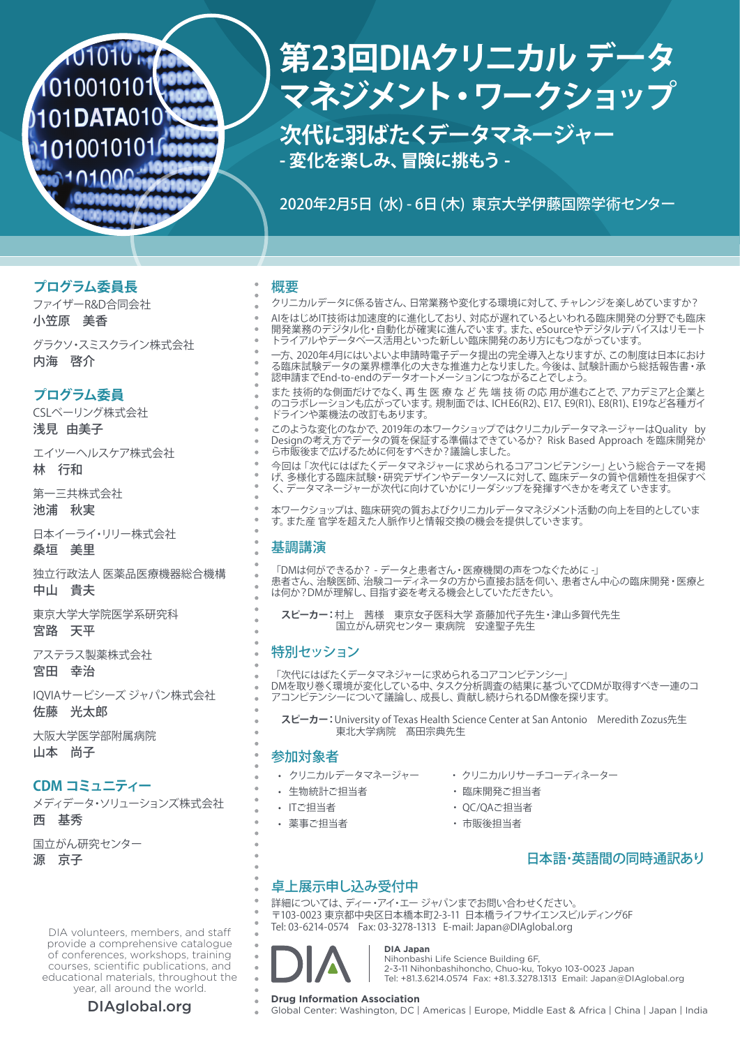# 第23回DIAクリニカル データマネジメント・ワークショップ

## 次代に羽ばたくデータマネージャー
## - 変化を楽しみ、冒険に挑もう -

2020年2月5日（水）- 6日（木）東京大学伊藤国際学術センター

### プログラム委員長

ファイザーR&D合同会社
**小笠原　美香**

グラクソ・スミスクライン株式会社
**内海　啓介**

### プログラム委員

CSLベーリング株式会社
**浅見　由美子**

エイツーヘルスケア株式会社
**林　行和**

第一三共株式会社
**池浦　秋実**

日本イーライ・リリー株式会社
**桑垣　美里**

独立行政法人 医薬品医療機器総合機構
**中山　貴夫**

東京大学大学院医学系研究科
**宮路　天平**

アステラス製薬株式会社
**宮田　幸治**

IQVIAサービシーズ ジャパン株式会社
**佐藤　光太郎**

大阪大学医学部附属病院
**山本　尚子**

### CDM コミュニティー

メディデータ・ソリューションズ株式会社
**西　基秀**

国立がん研究センター
**源　京子**

DIA volunteers, members, and staff provide a comprehensive catalogue of conferences, workshops, training courses, scientific publications, and educational materials, throughout the year, all around the world.

DIAglobal.org

### 概要

クリニカルデータに係る皆さん、日常業務や変化する環境に対して、チャレンジを楽しめていますか？

AIをはじめIT技術は加速度的に進化しており、対応が遅れているといわれる臨床開発の分野でも臨床開発業務のデジタル化・自動化が確実に進んでいます。また、eSourceやデジタルデバイスはリモートトライアルやデータベース活用といった新しい臨床開発のあり方にもつながっています。

一方、2020年4月にはいよいよ申請時電子データ提出の完全導入となりますが、この制度は日本における臨床試験データの業界標準化の大きな推進力となりました。今後は、試験計画から総括報告書・承認申請までEnd-to-endのデータオートメーションにつながることでしょう。

また 技術的な側面だけでなく、再 生 医 療 な ど 先 端 技 術 の応 用が進むことで、アカデミアと企業とのコラボレーションも広がっています。規制面では、ICH E6(R2)、E17、E9(R1)、E8(R1)、E19など各種ガイドラインや薬機法の改訂もあります。

このような変化のなかで、2019年の本ワークショップではクリニカルデータマネージャーはQuality　by Designの考え方でデータの質を保証する準備はできているか？ Risk Based Approach を臨床開発から市販後まで広げるために何をすべきか？議論しました。

今回は「次代にはばたくデータマネジャーに求められるコアコンピテンシー」という総合テーマを掲げ、多様化する臨床試験・研究デザインやデータソースに対して、臨床データの質や信頼性を担保すべく、データマネージャーが次代に向けていかにリーダシップを発揮すべきかを考えて いきます。

本ワークショップは、臨床研究の質およびクリニカルデータマネジメント活動の向上を目的としています。また産 官学を超えた人脈作りと情報交換の機会を提供していきます。

### 基調講演

「DMは何ができるか？ - データと患者さん・医療機関の声をつなぐために -」
患者さん、治験医師、治験コーディネータの方から直接お話を伺い、患者さん中心の臨床開発・医療とは何か？DMが理解し、目指す姿を考える機会としていただきたい。

**スピーカー：**村上　茜様　東京女子医科大学 斎藤加代子先生・津山多賀代先生
国立がん研究センター 東病院　安達聖子先生

### 特別セッション

「次代にはばたくデータマネジャーに求められるコアコンピテンシー」
DMを取り巻く環境が変化している中、タスク分析調査の結果に基づいてCDMが取得すべき一連のコアコンピテンシーについて議論し、成長し、貢献し続けられるDM像を探ります。

**スピーカー：**University of Texas Health Science Center at San Antonio　Meredith Zozus先生
東北大学病院　髙田宗典先生

### 参加対象者

- クリニカルデータマネージャー
- 生物統計ご担当者
- ITご担当者
- 薬事ご担当者
- クリニカルリサーチコーディネーター
- 臨床開発ご担当者
- QC/QAご担当者
- 市販後担当者

**日本語・英語間の同時通訳あり**

### 卓上展示申し込み受付中

詳細については、ディー・アイ・エー ジャパンまでお問い合わせください。
〒103-0023 東京都中央区日本橋本町2-3-11 日本橋ライフサイエンスビルディング6F
Tel: 03-6214-0574　Fax: 03-3278-1313　E-mail: Japan@DIAglobal.org

**DIA Japan**
Nihonbashi Life Science Building 6F,
2-3-11 Nihonbashihoncho, Chuo-ku, Tokyo 103-0023 Japan
Tel: +81.3.6214.0574　Fax: +81.3.3278.1313　Email: Japan@DIAglobal.org

**Drug Information Association**
Global Center: Washington, DC | Americas | Europe, Middle East & Africa | China | Japan | India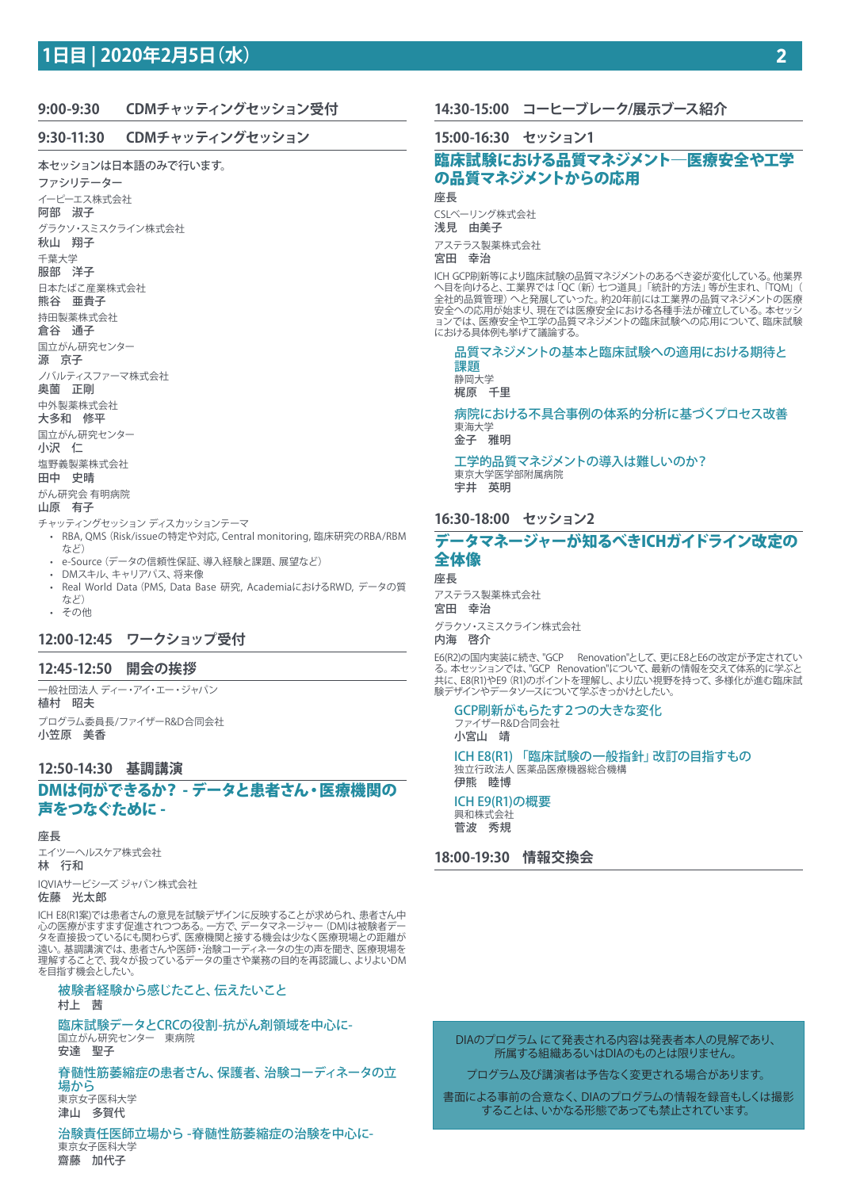# 1日目 | 2020年2月5日（水）

## 9:00-9:30　CDMチャッティングセッション受付

## 9:30-11:30　CDMチャッティングセッション

本セッションは日本語のみで行います。

ファシリテーター

イーピーエス株式会社
**阿部　淑子**

グラクソ・スミスクライン株式会社
**秋山　翔子**

千葉大学
**服部　洋子**

日本たばこ産業株式会社
**熊谷　亜貴子**

持田製薬株式会社
**倉谷　通子**

国立がん研究センター
**源　京子**

ノバルティスファーマ株式会社
**奥薗　正剛**

中外製薬株式会社
**大多和　修平**

国立がん研究センター
**小沢　仁**

塩野義製薬株式会社
**田中　史晴**

がん研究会 有明病院
**山原　有子**

チャッティングセッション ディスカッションテーマ

- RBA, QMS（Risk/issueの特定や対応, Central monitoring, 臨床研究のRBA/RBMなど）
- e-Source（データの信頼性保証、導入経験と課題、展望など）
- DMスキル、キャリアパス、将来像
- Real World Data（PMS, Data Base 研究, AcademiaにおけるRWD, データの質など）
- その他

## 12:00-12:45　ワークショップ受付

## 12:45-12:50　開会の挨拶

一般社団法人 ディー・アイ・エー・ジャパン
**植村　昭夫**

プログラム委員長/ファイザーR&D合同会社
**小笠原　美香**

## 12:50-14:30　基調講演

### DMは何ができるか？ - データと患者さん・医療機関の声をつなぐために -

座長

エイツーヘルスケア株式会社
**林　行和**

IQVIAサービシーズ ジャパン株式会社
**佐藤　光太郎**

ICH E8(R1案)では患者さんの意見を試験デザインに反映することが求められ、患者さん中心の医療がますます促進されつつある。一方で、データマネージャー（DM)は被験者データを直接扱っているにも関わらず、医療機関と接する機会は少なく医療現場との距離が遠い。基調講演では、患者さんや医師・治験コーディネータの生の声を聞き、医療現場を理解することで、我々が扱っているデータの重さや業務の目的を再認識し、よりよいDMを目指す機会としたい。

**被験者経験から感じたこと、伝えたいこと**
**村上　茜**

**臨床試験データとCRCの役割-抗がん剤領域を中心に-**
国立がん研究センター　東病院
**安達　聖子**

**脊髄性筋萎縮症の患者さん、保護者、治験コーディネータの立場から**
東京女子医科大学
**津山　多賀代**

**治験責任医師立場から -脊髄性筋萎縮症の治験を中心に-**
東京女子医科大学
**齋藤　加代子**

## 14:30-15:00　コーヒーブレーク/展示ブース紹介

## 15:00-16:30　セッション1

### 臨床試験における品質マネジメント—医療安全や工学の品質マネジメントからの応用

座長

CSLベーリング株式会社
**浅見　由美子**

アステラス製薬株式会社
**宮田　幸治**

ICH GCP刷新等により臨床試験の品質マネジメントのあるべき姿が変化している。他業界へ目を向けると、工業界では「QC（新）七つ道具」「統計的方法」等が生まれ、「TQM」（全社的品質管理）へと発展していった。約20年前には工業界の品質マネジメントの医療安全への応用が始まり、現在では医療安全における各種手法が確立している。本セッションでは、医療安全や工学の品質マネジメントの臨床試験への応用について、臨床試験における具体例も挙げて議論する。

**品質マネジメントの基本と臨床試験への適用における期待と課題**
静岡大学
**梶原　千里**

**病院における不具合事例の体系的分析に基づくプロセス改善**
東海大学
**金子　雅明**

**工学的品質マネジメントの導入は難しいのか？**
東京大学医学部附属病院
**宇井　英明**

## 16:30-18:00　セッション2

### データマネージャーが知るべきICHガイドライン改定の全体像

座長

アステラス製薬株式会社
**宮田　幸治**

グラクソ・スミスクライン株式会社
**内海　啓介**

E6(R2)の国内実装に続き、"GCP　Renovation"として、更にE8とE6の改定が予定されている。本セッションでは、"GCP　Renovation"について、最新の情報を交えて体系的に学ぶと共に、E8(R1)やE9 (R1)のポイントを理解し、より広い視野を持って、多様化が進む臨床試験デザインやデータソースについて学ぶきっかけとしたい。

**GCP刷新がもたらす2つの大きな変化**
ファイザーR&D合同会社
**小宮山　靖**

**ICH E8(R1)「臨床試験の一般指針」改訂の目指すもの**
独立行政法人 医薬品医療機器総合機構
**伊熊　睦博**

**ICH E9(R1)の概要**
興和株式会社
**菅波　秀規**

## 18:00-19:30　情報交換会

DIAのプログラム にて発表される内容は発表者本人の見解であり、所属する組織あるいはDIAのものとは限りません。

プログラム及び講演者は予告なく変更される場合があります。

書面による事前の合意なく、DIAのプログラムの情報を録音もしくは撮影することは、いかなる形態であっても禁止されています。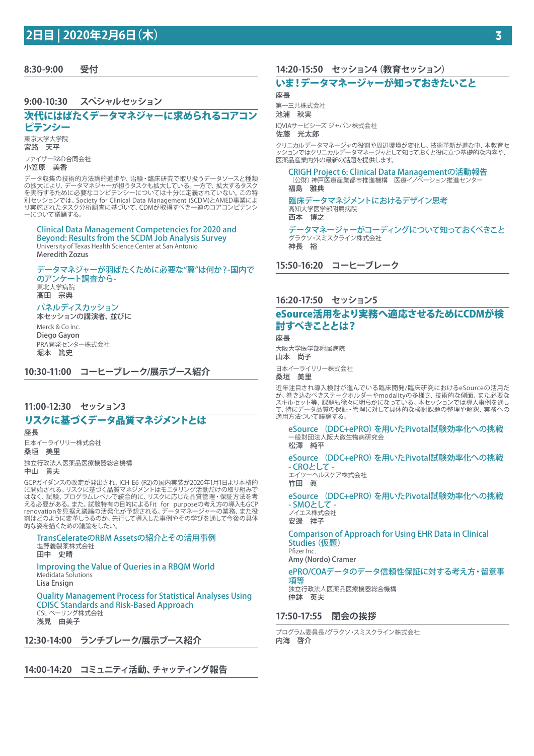# 2日目 | 2020年2月6日(木)

## 8:30-9:00　受付

## 9:00-10:30　スペシャルセッション

### 次代にはばたくデータマネジャーに求められるコアコンピテンシー

東京大学大学院
**宮路　天平**

ファイザーR&D合同会社
**小笠原　美香**

データ収集の技術的方法論的進歩や、治験・臨床研究で取り扱うデータソースと種類の拡大により、データマネジャーが担うタスクも拡大している。一方で、拡大するタスクを実行するために必要なコンピテンシーについては十分に定義されていない。この特別セッションでは、Society for Clinical Data Management (SCDM)とAMED事業により実施されたタスク分析調査に基づいて、CDMが取得すべき一連のコアコンピテンシーについて議論する。

**Clinical Data Management Competencies for 2020 and Beyond: Results from the SCDM Job Analysis Survey**
University of Texas Health Science Center at San Antonio
**Meredith Zozus**

**データマネジャーが羽ばたくために必要な"翼"は何か?-国内でのアンケート調査から-**
東北大学病院
**髙田　宗典**

**パネルディスカッション**
本セッションの講演者、並びに

Merck & Co Inc.
**Diego Gayon**

PRA開発センター株式会社
**堀本　篤史**

## 10:30-11:00　コーヒーブレーク/展示ブース紹介

## 11:00-12:30　セッション3

### リスクに基づくデータ品質マネジメントとは

座長

日本イーライリリー株式会社
**桑垣　美里**

独立行政法人医薬品医療機器総合機構
**中山　貴夫**

GCPガイダンスの改定が発出され、ICH E6 (R2)の国内実装が2020年1月1日より本格的に開始される。リスクに基づく品質マネジメントはモニタリング活動だけの取り組みではなく、試験、プログラムレベルで統合的に、リスクに応じた品質管理・保証方法を考える必要がある。また、試験特有の目的によるFit for purposeの考え方の導入もGCP renovationを見据え議論の活発化が予想される。データマネージャーの業務、また役割はどのように変革しうるのか。先行して導入した事例やその学びを通して今後の具体的な姿を描くための議論をしたい。

**TransCelerateのRBM Assetsの紹介とその活用事例**
塩野義製薬株式会社
**田中　史晴**

**Improving the Value of Queries in a RBQM World**
Medidata Solutions
**Lisa Ensign**

**Quality Management Process for Statistical Analyses Using CDISC Standards and Risk-Based Approach**
CSL ベーリング株式会社
**浅見　由美子**

## 12:30-14:00　ランチブレーク/展示ブース紹介

## 14:00-14:20　コミュニティ活動、チャッティング報告

## 14:20-15:50　セッション4 (教育セッション)

### いま!データマネージャーが知っておきたいこと

座長

第一三共株式会社
**池浦　秋実**

IQVIAサービシーズ ジャパン株式会社
**佐藤　光太郎**

クリニカルデータマネージャの役割や周辺環境が変化し、技術革新が進む中、本教育セッションではクリニカルデータマネージャとして知っておくと役に立つ基礎的な内容や、医薬品産業内外の最新の話題を提供します。

**CRIGH Project 6: Clinical Data Managementの活動報告**
(公財)神戸医療産業都市推進機構　医療イノベーション推進センター
**福島　雅典**

**臨床データマネジメントにおけるデザイン思考**
高知大学医学部附属病院
**西本　博之**

**データマネージャーがコーディングについて知っておくべきこと**
グラクソ・スミスクライン株式会社
**神長　裕**

## 15:50-16:20　コーヒーブレーク

## 16:20-17:50　セッション5

### eSource活用をより実務へ適応させるためにCDMが検討すべきこととは?

座長

大阪大学医学部附属病院
**山本　尚子**

日本イーライリリー株式会社
**桑垣　美里**

近年注目され導入検討が進んでいる臨床開発/臨床研究におけるeSourceの活用だが、巻き込むべきステークホルダーやmodalityの多様さ、技術的な側面、また必要なスキルセット等、課題も徐々に明らかになっている。本セッションでは導入事例を通して、特にデータ品質の保証・管理に対して具体的な検討課題の整理や解釈、実務への適用方法ついて議論する。

**eSource (DDC+ePRO)を用いたPivotal試験効率化への挑戦**
一般財団法人阪大微生物病研究会
**松澤　純平**

**eSource (DDC+ePRO)を用いたPivotal試験効率化への挑戦 - CROとして -**
エイツーヘルスケア株式会社
**竹田　眞**

**eSource (DDC+ePRO)を用いたPivotal試験効率化への挑戦 - SMOとして -**
ノイエス株式会社
**安邊　祥子**

**Comparison of Approach for Using EHR Data in Clinical Studies (仮題)**
Pfizer Inc.
**Amy (Nordo) Cramer**

**ePRO/COAデータのデータ信頼性保証に対する考え方・留意事項等**
独立行政法人医薬品医療機器総合機構
**仲鉢　英夫**

## 17:50-17:55　閉会の挨拶

プログラム委員長/グラクソ・スミスクライン株式会社
**内海　啓介**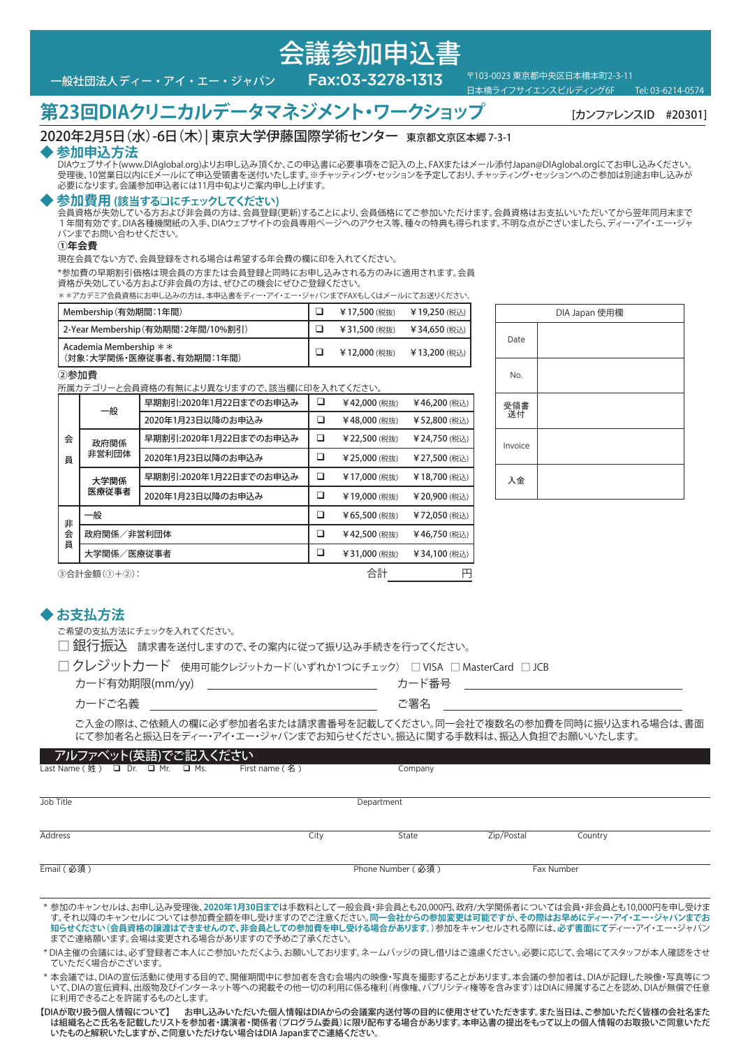# 会議参加申込書

一般社団法人ディー・アイ・エー・ジャパン　Fax:03-3278-1313　〒103-0023 東京都中央区日本橋本町2-3-11 日本橋ライフサイエンスビルディング6F　Tel: 03-6214-0574

## 第23回DIAクリニカルデータマネジメント・ワークショップ

[カンファレンスID　#20301]

2020年2月5日(水)-6日(木) | 東京大学伊藤国際学術センター　東京都文京区本郷 7-3-1

### ◆ 参加申込方法

DIAウェブサイト(www.DIAglobal.org)よりお申し込み頂くか、この申込書に必要事項をご記入の上、FAXまたはメール添付Japan@DIAglobal.orgにてお申し込みください。受理後、10営業日以内にEメールにて申込受領書を送付いたします。※チャッティング・セッションを予定しており、チャッティング・セッションへのご参加は別途お申し込みが必要になります。会議参加申込者には11月中旬よりご案内申し上げます。

### ◆ 参加費用 (該当する□にチェックしてください)

会員資格が失効している方および非会員の方は、会員登録(更新)することにより、会員価格にてご参加いただけます。会員資格はお支払いいただいてから翌年同月末まで１年間有効です。DIA各種機関紙の入手、DIAウェブサイトの会員専用ページへのアクセス等、種々の特典も得られます。不明な点がございましたら、ディー・アイ・エー・ジャパンまでお問い合わせください。

**①年会費**

現在会員でない方で、会員登録をされる場合は希望する年会費の欄に印を入れてください。

*参加費の早期割引価格は現会員の方または会員登録と同時にお申し込みされる方のみに適用されます。会員資格が失効している方および非会員の方は、ぜひこの機会にぜひご登録ください。

＊＊アカデミア会員資格にお申し込みの方は、本申込書をディー・アイ・エー・ジャパンまでFAXもしくはメールにてお送りください。

| | | | |
|---|---|---|---|
| Membership (有効期間:1年間) | ❑ | ¥17,500 (税抜) | ¥19,250 (税込) |
| 2-Year Membership (有効期間:2年間/10%割引) | ❑ | ¥31,500 (税抜) | ¥34,650 (税込) |
| Academia Membership ＊＊ (対象:大学関係・医療従事者、有効期間:1年間) | ❑ | ¥12,000 (税抜) | ¥13,200 (税込) |

**②参加費**

所属カテゴリーと会員資格の有無により異なりますので、該当欄に印を入れてください。

| | | | | | |
|---|---|---|---|---|---|
| 会員 | 一般 | 早期割引:2020年1月22日までのお申込み | ❑ | ¥42,000 (税抜) | ¥46,200 (税込) |
| | | 2020年1月23日以降のお申込み | ❑ | ¥48,000 (税抜) | ¥52,800 (税込) |
| | 政府関係 非営利団体 | 早期割引:2020年1月22日までのお申込み | ❑ | ¥22,500 (税抜) | ¥24,750 (税込) |
| | | 2020年1月23日以降のお申込み | ❑ | ¥25,000 (税抜) | ¥27,500 (税込) |
| | 大学関係 医療従事者 | 早期割引:2020年1月22日までのお申込み | ❑ | ¥17,000 (税抜) | ¥18,700 (税込) |
| | | 2020年1月23日以降のお申込み | ❑ | ¥19,000 (税抜) | ¥20,900 (税込) |
| 非会員 | 一般 | | ❑ | ¥65,500 (税抜) | ¥72,050 (税込) |
| | 政府関係／非営利団体 | | ❑ | ¥42,500 (税抜) | ¥46,750 (税込) |
| | 大学関係／医療従事者 | | ❑ | ¥31,000 (税抜) | ¥34,100 (税込) |

③合計金額(①+②):　合計＿＿＿＿＿＿＿円

| DIA Japan 使用欄 | |
|---|---|
| Date | |
| No. | |
| 受領書送付 | |
| Invoice | |
| 入金 | |

### ◆ お支払方法

ご希望の支払方法にチェックを入れてください。

☐ 銀行振込　請求書を送付しますので、その案内に従って振り込み手続きを行ってください。

☐ クレジットカード　使用可能クレジットカード(いずれか1つにチェック)　☐ VISA　☐ MasterCard　☐ JCB

カード有効期限(mm/yy) ＿＿＿＿＿＿＿＿　カード番号 ＿＿＿＿＿＿＿＿

カードご名義 ＿＿＿＿＿＿＿＿　ご署名 ＿＿＿＿＿＿＿＿

ご入金の際は、ご依頼人の欄に必ず参加者名または請求書番号を記載してください。同一会社で複数名の参加費を同時に振り込まれる場合は、書面にて参加者名と振込日をディー・アイ・エー・ジャパンまでお知らせください。振込に関する手数料は、振込人負担でお願いいたします。

**アルファベット(英語)でご記入ください**

Last Name (姓)　❑ Dr.　❑ Mr.　❑ Ms.　First name (名)　Company

Job Title　Department

Address　City　State　Zip/Postal　Country

Email (必須)　Phone Number (必須)　Fax Number

＊ 参加のキャンセルは、お申し込み受理後、**2020年1月30日まで**は手数料として一般会員・非会員とも20,000円、政府/大学関係者については会員・非会員とも10,000円を申し受けます。それ以降のキャンセルについては参加費全額を申し受けますのでご注意ください。**同一会社からの参加変更は可能ですが、その際はお早めにディー・アイ・エー・ジャパンまでお知らせください(会員資格の譲渡はできませんので、非会員としての参加費を申し受ける場合があります。)**参加をキャンセルされる際には、**必ず書面にて**ディー・アイ・エー・ジャパンまでご連絡願います。会場は変更される場合がありますので予めご了承ください。

＊ DIA主催の会議には、必ず登録者ご本人にご参加いただくよう、お願いしております。ネームバッジの貸し借りはご遠慮ください。必要に応じて、会場にてスタッフが本人確認をさせていただく場合がございます。

＊ 本会議では、DIAの宣伝活動に使用する目的で、開催期間中に参加者を含む会場内の映像・写真を撮影することがあります。本会議の参加者は、DIAが記録した映像・写真等について、DIAの宣伝資料、出版物及びインターネット等への掲載その他一切の利用に係る権利(肖像権、パブリシティ権等を含みます)はDIAに帰属することを認め、DIAが無償で任意に利用できることを許諾するものとします。

**【DIAが取り扱う個人情報について】　お申し込みいただいた個人情報はDIAからの会議案内送付等の目的に使用させていただきます。また当日は、ご参加いただく皆様の会社名または組織名とご氏名を記載したリストを参加者・講演者・関係者(プログラム委員)に限り配布する場合があります。本申込書の提出をもって以上の個人情報のお取扱いご同意いただいたものと解釈いたしますが、ご同意いただけない場合はDIA Japanまでご連絡ください。**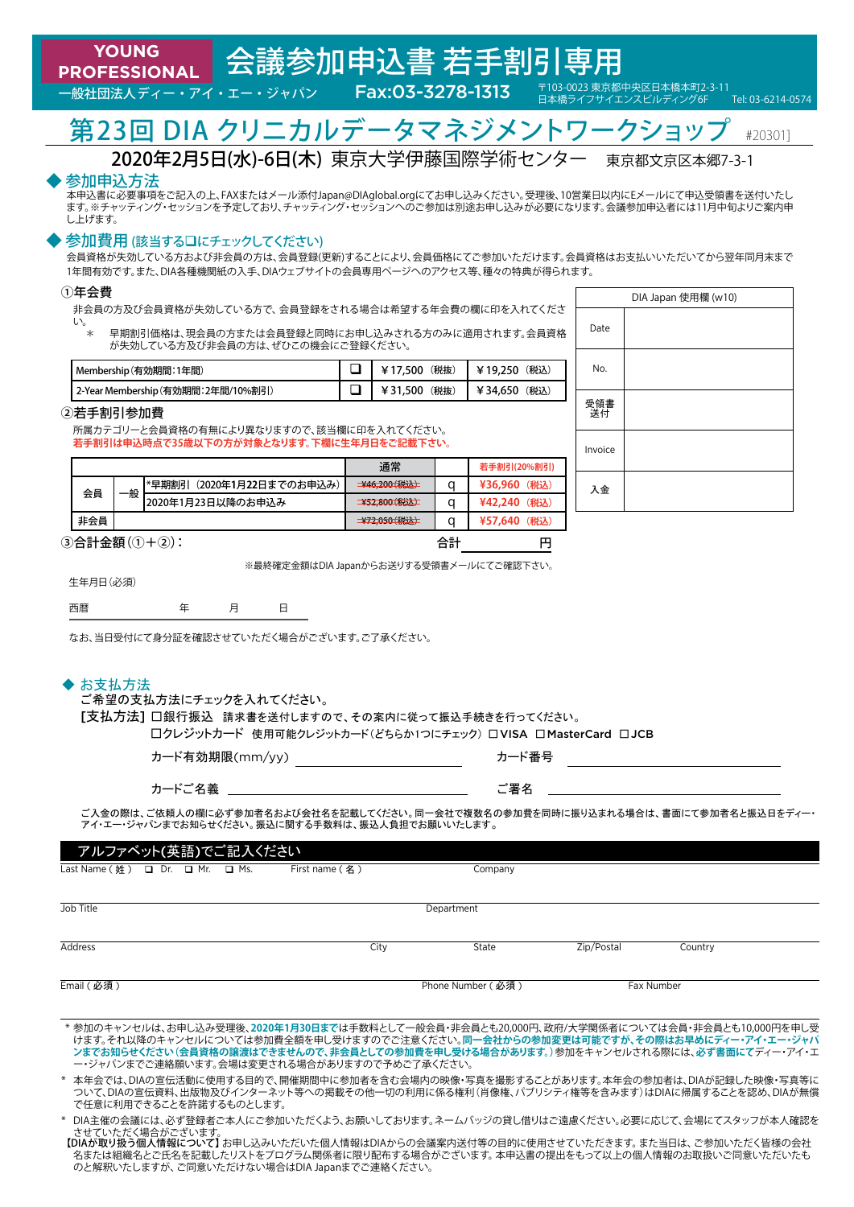YOUNG PROFESSIONAL

# 会議参加申込書 若手割引専用

一般社団法人ディー・アイ・エー・ジャパン　Fax:03-3278-1313　〒103-0023 東京都中央区日本橋本町2-3-11 日本橋ライフサイエンスビルディング6F　Tel: 03-6214-0574

## 第23回 DIA クリニカルデータマネジメントワークショップ

#20301]

2020年2月5日(水)-6日(木) 東京大学伊藤国際学術センター　東京都文京区本郷7-3-1

### ◆ 参加申込方法

本申込書に必要事項をご記入の上、FAXまたはメール添付Japan@DIAglobal.orgにてお申し込みください。受理後、10営業日以内にEメールにて申込受領書を送付いたします。※チャッティング・セッションを予定しており、チャッティング・セッションへのご参加は別途お申し込みが必要になります。会議参加申込者には11月中旬よりご案内申し上げます。

### ◆ 参加費用 (該当する❑にチェックしてください)

会員資格が失効している方および非会員の方は、会員登録(更新)することにより、会員価格にてご参加いただけます。会員資格はお支払いいただいてから翌年同月末まで1年間有効です。また、DIA各種機関紙の入手、DIAウェブサイトの会員専用ページへのアクセス等、種々の特典が得られます。

| DIA Japan 使用欄 (w10) | |
|---|---|
| Date | |
| No. | |
| 受領書送付 | |
| Invoice | |
| 入金 | |

**①年会費**

非会員の方及び会員資格が失効している方で、会員登録をされる場合は希望する年会費の欄に印を入れてください。

＊　早期割引価格は、現会員の方または会員登録と同時にお申し込みされる方のみに適用されます。会員資格が失効している方及び非会員の方は、ぜひこの機会にご登録ください。

| | | | |
|---|---|---|---|
| Membership (有効期間：1年間) | ❑ | ￥17,500（税抜） | ￥19,250（税込） |
| 2-Year Membership (有効期間：2年間/10%割引) | ❑ | ￥31,500（税抜） | ￥34,650（税込） |

**②若手割引参加費**

所属カテゴリーと会員資格の有無により異なりますので、該当欄に印を入れてください。
**若手割引は申込時点で35歳以下の方が対象となります。下欄に生年月日をご記載下さい。**

| | | | 通常 | | 若手割引(20%割引) |
|---|---|---|---|---|---|
| 会員 | 一般 | *早期割引（2020年1月22日までのお申込み） | ~~¥46,200 (税込)~~ | q | ¥36,960（税込） |
| | | 2020年1月23日以降のお申込み | ~~¥52,800 (税込)~~ | q | ¥42,240（税込） |
| 非会員 | | | ~~¥72,050 (税込)~~ | q | ¥57,640（税込） |

**③合計金額 (①+②)：**　合計 ＿＿＿＿＿ 円

※最終確定金額はDIA Japanからお送りする受領書メールにてご確認下さい。

生年月日 (必須)

西暦　　　年　　　月　　　日

なお、当日受付にて身分証を確認させていただく場合がございます。ご了承ください。

### ◆ お支払方法

ご希望の支払方法にチェックを入れてください。

[支払方法] ❑銀行振込　請求書を送付しますので、その案内に従って振込手続きを行ってください。
❑クレジットカード　使用可能クレジットカード（どちらか1つにチェック）❑VISA　❑MasterCard　❑JCB

カード有効期限(mm/yy) ＿＿＿＿＿＿　カード番号 ＿＿＿＿＿＿

カードご名義 ＿＿＿＿＿＿　ご署名 ＿＿＿＿＿＿

ご入金の際は、ご依頼人の欄に必ず参加者名および会社名を記載してください。同一会社で複数名の参加費を同時に振り込まれる場合は、書面にて参加者名と振込日をディー・アイ・エー・ジャパンまでお知らせください。振込に関する手数料は、振込人負担でお願いいたします。

### アルファベット(英語)でご記入ください

Last Name ( 姓 )　❑ Dr.　❑ Mr.　❑ Ms.　First name ( 名 )　Company

Job Title　Department

Address　City　State　Zip/Postal　Country

Email ( 必須 )　Phone Number ( 必須 )　Fax Number

\* 参加のキャンセルは、お申し込み受理後、**2020年1月30日まで**は手数料として一般会員・非会員とも20,000円、政府/大学関係者については会員・非会員とも10,000円を申し受けます。それ以降のキャンセルについては参加費全額を申し受けますのでご注意ください。**同一会社からの参加変更は可能ですが、その際はお早めにディー・アイ・エー・ジャパンまでお知らせください（会員資格の譲渡はできませんので、非会員としての参加費を申し受ける場合があります。）**参加をキャンセルされる際には、**必ず書面にて**ディー・アイ・エー・ジャパンまでご連絡願います。会場は変更される場合がありますので予めご了承ください。

\* 本年会では、DIAの宣伝活動に使用する目的で、開催期間中に参加者を含む会場内の映像・写真を撮影することがあります。本年会の参加者は、DIAが記録した映像・写真等について、DIAの宣伝資料、出版物及びインターネット等への掲載その他一切の利用に係る権利（肖像権、パブリシティ権等を含みます）はDIAに帰属することを認め、DIAが無償で任意に利用できることを許諾するものとします。

\* DIA主催の会議には、必ず登録者ご本人にご参加いただくよう、お願いしております。ネームバッジの貸し借りはご遠慮ください。必要に応じて、会場にてスタッフが本人確認をさせていただく場合がございます。

**【DIAが取り扱う個人情報について】**お申し込みいただいた個人情報はDIAからの会議案内送付等の目的に使用させていただきます。また当日は、ご参加いただく皆様の会社名または組織名とご氏名を記載したリストをプログラム関係者に限り配布する場合がございます。本申込書の提出をもって以上の個人情報のお取扱いにご同意いただいたものと解釈いたしますが、ご同意いただけない場合はDIA Japanまでご連絡ください。